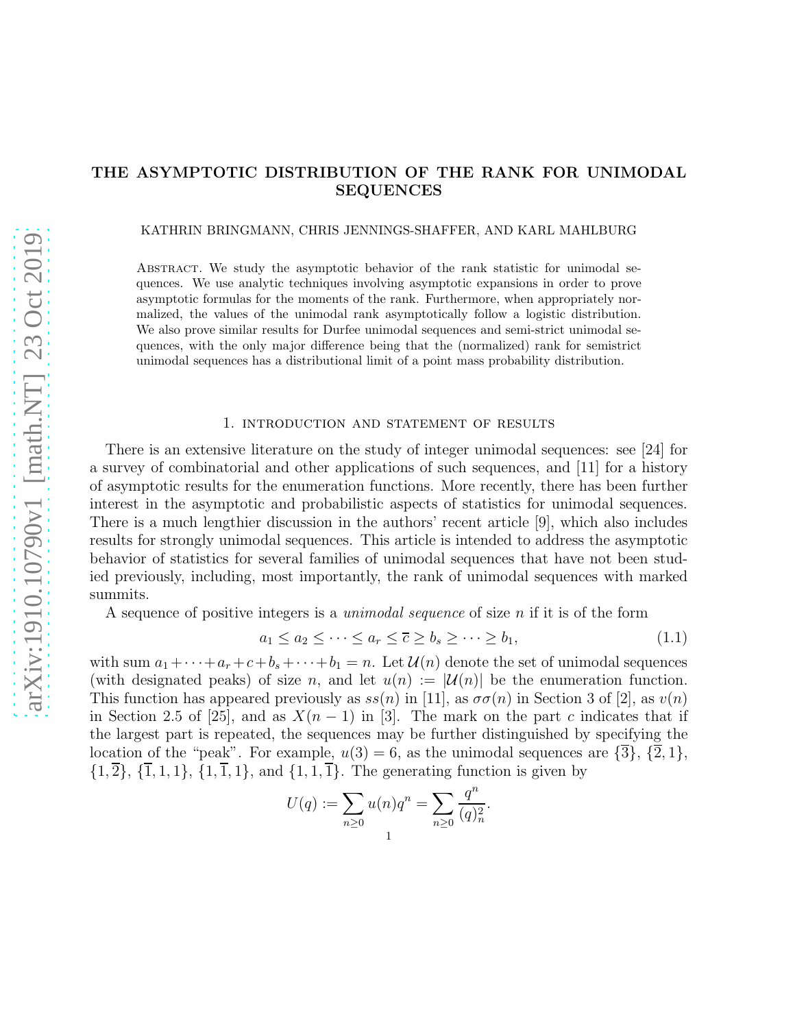# THE ASYMPTOTIC DISTRIBUTION OF THE RANK FOR UNIMODAL SEQUENCES

KATHRIN BRINGMANN, CHRIS JENNINGS-SHAFFER, AND KARL MAHLBURG

Abstract. We study the asymptotic behavior of the rank statistic for unimodal sequences. We use analytic techniques involving asymptotic expansions in order to prove asymptotic formulas for the moments of the rank. Furthermore, when appropriately normalized, the values of the unimodal rank asymptotically follow a logistic distribution. We also prove similar results for Durfee unimodal sequences and semi-strict unimodal sequences, with the only major difference being that the (normalized) rank for semistrict unimodal sequences has a distributional limit of a point mass probability distribution.

## 1. introduction and statement of results

There is an extensive literature on the study of integer unimodal sequences: see [24] for a survey of combinatorial and other applications of such sequences, and [11] for a history of asymptotic results for the enumeration functions. More recently, there has been further interest in the asymptotic and probabilistic aspects of statistics for unimodal sequences. There is a much lengthier discussion in the authors' recent article [9], which also includes results for strongly unimodal sequences. This article is intended to address the asymptotic behavior of statistics for several families of unimodal sequences that have not been studied previously, including, most importantly, the rank of unimodal sequences with marked summits.

A sequence of positive integers is a *unimodal sequence* of size $n$ if it is of the form

$$a_1 \leq a_2 \leq \cdots \leq a_r \leq \overline{c} \geq b_s \geq \cdots \geq b_1, \tag{1.1}$$

with sum $a_1 + \cdots + a_r + c + b_s + \cdots + b_1 = n$. Let $\mathcal{U}(n)$ denote the set of unimodal sequences (with designated peaks) of size $n$, and let $u(n) := |\mathcal{U}(n)|$ be the enumeration function. This function has appeared previously as $ss(n)$ in [11], as $\sigma\sigma(n)$ in Section 3 of [2], as $v(n)$ in Section 2.5 of [25], and as $X(n-1)$ in [3]. The mark on the part $c$ indicates that if the largest part is repeated, the sequences may be further distinguished by specifying the location of the "peak". For example, $u(3) = 6$, as the unimodal sequences are $\{\overline{3}\}$, $\{\overline{2}, 1\}$, $\{1, \overline{2}\}$, $\{\overline{1}, 1, 1\}$, $\{1, \overline{1}, 1\}$, and $\{1, 1, \overline{1}\}$. The generating function is given by

$$U(q) := \sum_{n\geq 0} u(n)q^n = \sum_{n\geq 0} \frac{q^n}{(q)_n^2}.$$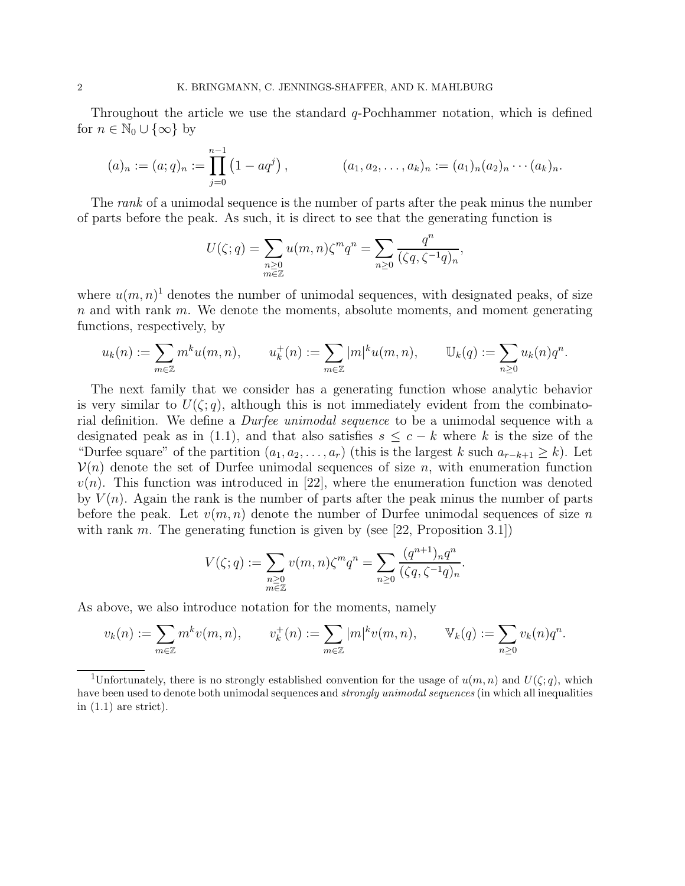Throughout the article we use the standard $q$-Pochhammer notation, which is defined for $n \in \mathbb{N}_0 \cup \{\infty\}$ by

$$(a)_n := (a;q)_n := \prod_{j=0}^{n-1} \left(1 - aq^j\right), \qquad\qquad (a_1, a_2, \ldots, a_k)_n := (a_1)_n (a_2)_n \cdots (a_k)_n.$$

The *rank* of a unimodal sequence is the number of parts after the peak minus the number of parts before the peak. As such, it is direct to see that the generating function is

$$U(\zeta;q) = \sum_{\substack{n\geq 0\\ m\in\mathbb{Z}}} u(m,n)\zeta^m q^n = \sum_{n\geq 0} \frac{q^n}{(\zeta q, \zeta^{-1}q)_n},$$

where $u(m,n)$[1] denotes the number of unimodal sequences, with designated peaks, of size $n$ and with rank $m$. We denote the moments, absolute moments, and moment generating functions, respectively, by

$$u_k(n) := \sum_{m\in\mathbb{Z}} m^k u(m,n), \qquad u_k^+(n) := \sum_{m\in\mathbb{Z}} |m|^k u(m,n), \qquad \mathbb{U}_k(q) := \sum_{n\geq 0} u_k(n) q^n.$$

The next family that we consider has a generating function whose analytic behavior is very similar to $U(\zeta;q)$, although this is not immediately evident from the combinatorial definition. We define a *Durfee unimodal sequence* to be a unimodal sequence with a designated peak as in (1.1), and that also satisfies $s \leq c - k$ where $k$ is the size of the "Durfee square" of the partition $(a_1, a_2, \ldots, a_r)$ (this is the largest $k$ such $a_{r-k+1} \geq k$). Let $\mathcal{V}(n)$ denote the set of Durfee unimodal sequences of size $n$, with enumeration function $v(n)$. This function was introduced in [22], where the enumeration function was denoted by $V(n)$. Again the rank is the number of parts after the peak minus the number of parts before the peak. Let $v(m,n)$ denote the number of Durfee unimodal sequences of size $n$ with rank $m$. The generating function is given by (see [22, Proposition 3.1])

$$V(\zeta;q) := \sum_{\substack{n\geq 0\\ m\in\mathbb{Z}}} v(m,n)\zeta^m q^n = \sum_{n\geq 0} \frac{(q^{n+1})_n q^n}{(\zeta q, \zeta^{-1}q)_n}.$$

As above, we also introduce notation for the moments, namely

$$v_k(n) := \sum_{m\in\mathbb{Z}} m^k v(m,n), \qquad v_k^+(n) := \sum_{m\in\mathbb{Z}} |m|^k v(m,n), \qquad \mathbb{V}_k(q) := \sum_{n\geq 0} v_k(n) q^n.$$

[1] Unfortunately, there is no strongly established convention for the usage of $u(m,n)$ and $U(\zeta;q)$, which have been used to denote both unimodal sequences and *strongly unimodal sequences* (in which all inequalities in (1.1) are strict).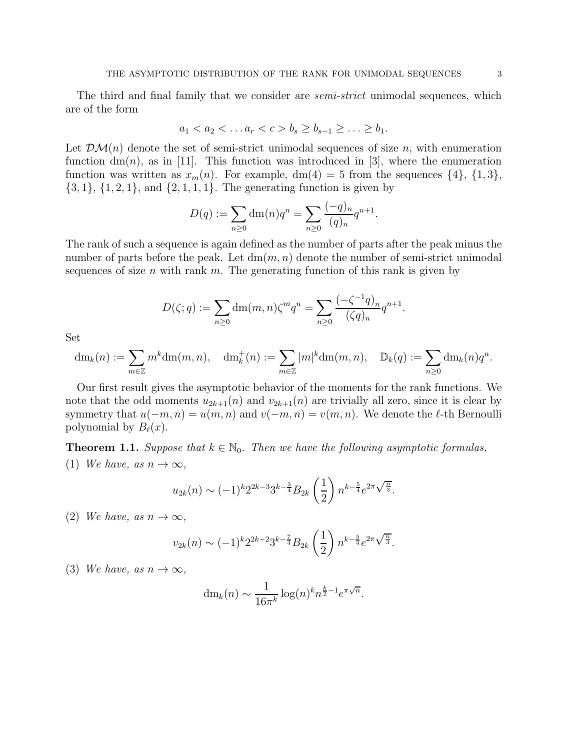The third and final family that we consider are *semi-strict* unimodal sequences, which are of the form

$$a_1 < a_2 < \dots a_r < c > b_s \geq b_{s-1} \geq \dots \geq b_1.$$

Let $\mathcal{DM}(n)$ denote the set of semi-strict unimodal sequences of size $n$, with enumeration function $\mathrm{dm}(n)$, as in [11]. This function was introduced in [3], where the enumeration function was written as $x_m(n)$. For example, $\mathrm{dm}(4) = 5$ from the sequences $\{4\}$, $\{1, 3\}$, $\{3, 1\}$, $\{1, 2, 1\}$, and $\{2, 1, 1, 1\}$. The generating function is given by

$$D(q) := \sum_{n \geq 0} \mathrm{dm}(n) q^n = \sum_{n \geq 0} \frac{(-q)_n}{(q)_n} q^{n+1}.$$

The rank of such a sequence is again defined as the number of parts after the peak minus the number of parts before the peak. Let $\mathrm{dm}(m, n)$ denote the number of semi-strict unimodal sequences of size $n$ with rank $m$. The generating function of this rank is given by

$$D(\zeta; q) := \sum_{n \geq 0} \mathrm{dm}(m, n) \zeta^m q^n = \sum_{n \geq 0} \frac{\left(-\zeta^{-1} q\right)_n}{(\zeta q)_n} q^{n+1}.$$

Set

$$\mathrm{dm}_k(n) := \sum_{m \in \mathbb{Z}} m^k \mathrm{dm}(m, n), \quad \mathrm{dm}_k^+(n) := \sum_{m \in \mathbb{Z}} |m|^k \mathrm{dm}(m, n), \quad \mathbb{D}_k(q) := \sum_{n \geq 0} \mathrm{dm}_k(n) q^n.$$

Our first result gives the asymptotic behavior of the moments for the rank functions. We note that the odd moments $u_{2k+1}(n)$ and $v_{2k+1}(n)$ are trivially all zero, since it is clear by symmetry that $u(-m, n) = u(m, n)$ and $v(-m, n) = v(m, n)$. We denote the $\ell$-th Bernoulli polynomial by $B_\ell(x)$.

**Theorem 1.1.** *Suppose that $k \in \mathbb{N}_0$. Then we have the following asymptotic formulas.*

(1) *We have, as $n \to \infty$,*

$$u_{2k}(n) \sim (-1)^k 2^{2k-3} 3^{k-\frac{3}{4}} B_{2k}\left(\frac{1}{2}\right) n^{k-\frac{5}{4}} e^{2\pi\sqrt{\frac{n}{3}}}.$$

(2) *We have, as $n \to \infty$,*

$$v_{2k}(n) \sim (-1)^k 2^{2k-2} 3^{k-\frac{7}{4}} B_{2k}\left(\frac{1}{2}\right) n^{k-\frac{5}{4}} e^{2\pi\sqrt{\frac{n}{3}}}.$$

(3) *We have, as $n \to \infty$,*

$$\mathrm{dm}_k(n) \sim \frac{1}{16\pi^k} \log(n)^k n^{\frac{k}{2}-1} e^{\pi\sqrt{n}}.$$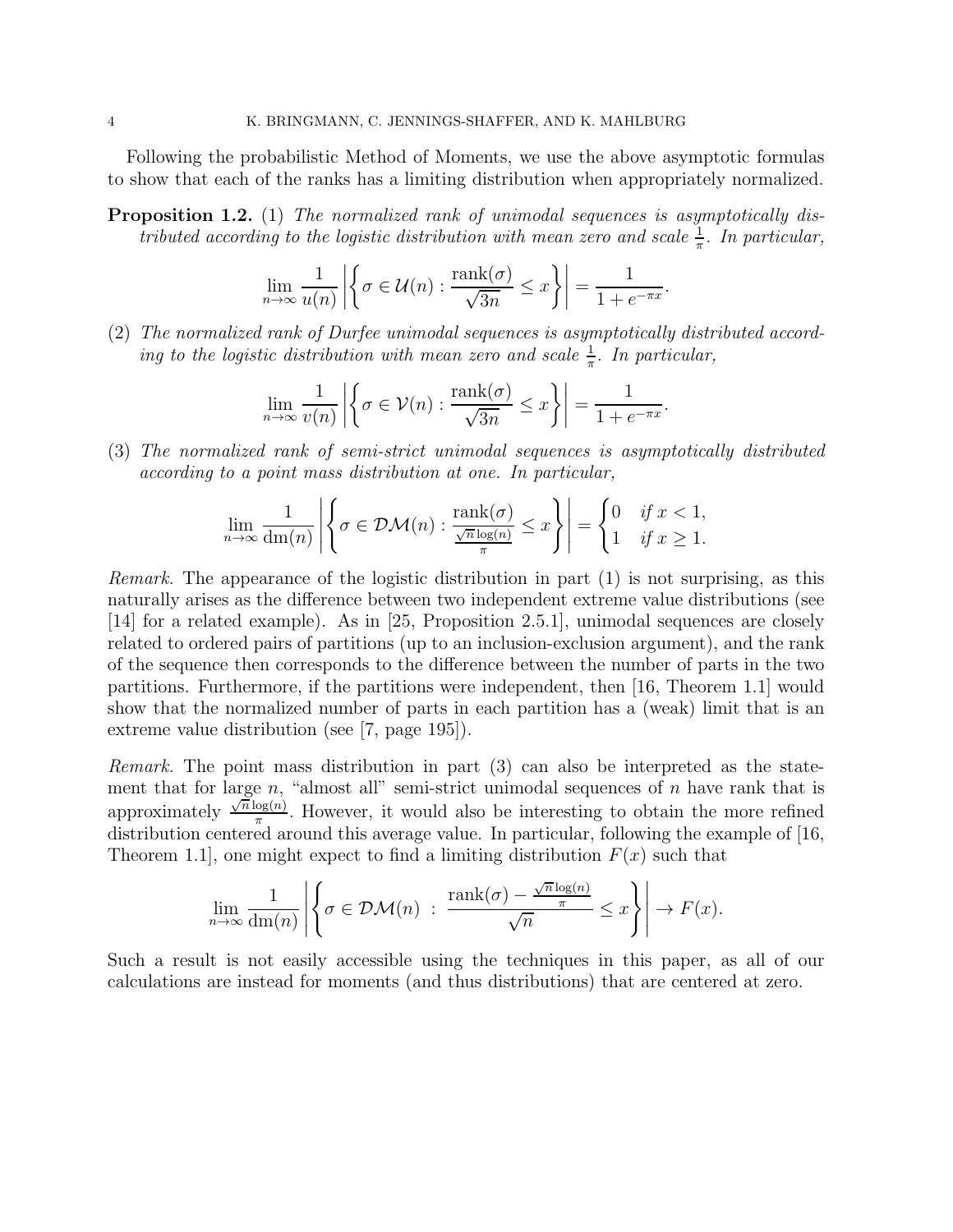Following the probabilistic Method of Moments, we use the above asymptotic formulas to show that each of the ranks has a limiting distribution when appropriately normalized.

**Proposition 1.2.** (1) *The normalized rank of unimodal sequences is asymptotically distributed according to the logistic distribution with mean zero and scale $\frac{1}{\pi}$. In particular,*

$$\lim_{n\to\infty} \frac{1}{u(n)} \left| \left\{ \sigma \in \mathcal{U}(n) : \frac{\mathrm{rank}(\sigma)}{\sqrt{3n}} \leq x \right\} \right| = \frac{1}{1+e^{-\pi x}}.$$

(2) *The normalized rank of Durfee unimodal sequences is asymptotically distributed according to the logistic distribution with mean zero and scale $\frac{1}{\pi}$. In particular,*

$$\lim_{n\to\infty} \frac{1}{v(n)} \left| \left\{ \sigma \in \mathcal{V}(n) : \frac{\mathrm{rank}(\sigma)}{\sqrt{3n}} \leq x \right\} \right| = \frac{1}{1+e^{-\pi x}}.$$

(3) *The normalized rank of semi-strict unimodal sequences is asymptotically distributed according to a point mass distribution at one. In particular,*

$$\lim_{n\to\infty} \frac{1}{\mathrm{dm}(n)} \left| \left\{ \sigma \in \mathcal{DM}(n) : \frac{\mathrm{rank}(\sigma)}{\frac{\sqrt{n}\log(n)}{\pi}} \leq x \right\} \right| = \begin{cases} 0 & \text{if } x < 1, \\ 1 & \text{if } x \geq 1. \end{cases}$$

*Remark.* The appearance of the logistic distribution in part (1) is not surprising, as this naturally arises as the difference between two independent extreme value distributions (see [14] for a related example). As in [25, Proposition 2.5.1], unimodal sequences are closely related to ordered pairs of partitions (up to an inclusion-exclusion argument), and the rank of the sequence then corresponds to the difference between the number of parts in the two partitions. Furthermore, if the partitions were independent, then [16, Theorem 1.1] would show that the normalized number of parts in each partition has a (weak) limit that is an extreme value distribution (see [7, page 195]).

*Remark.* The point mass distribution in part (3) can also be interpreted as the statement that for large $n$, "almost all" semi-strict unimodal sequences of $n$ have rank that is approximately $\frac{\sqrt{n}\log(n)}{\pi}$. However, it would also be interesting to obtain the more refined distribution centered around this average value. In particular, following the example of [16, Theorem 1.1], one might expect to find a limiting distribution $F(x)$ such that

$$\lim_{n\to\infty} \frac{1}{\mathrm{dm}(n)} \left| \left\{ \sigma \in \mathcal{DM}(n) \ : \ \frac{\mathrm{rank}(\sigma) - \frac{\sqrt{n}\log(n)}{\pi}}{\sqrt{n}} \leq x \right\} \right| \to F(x).$$

Such a result is not easily accessible using the techniques in this paper, as all of our calculations are instead for moments (and thus distributions) that are centered at zero.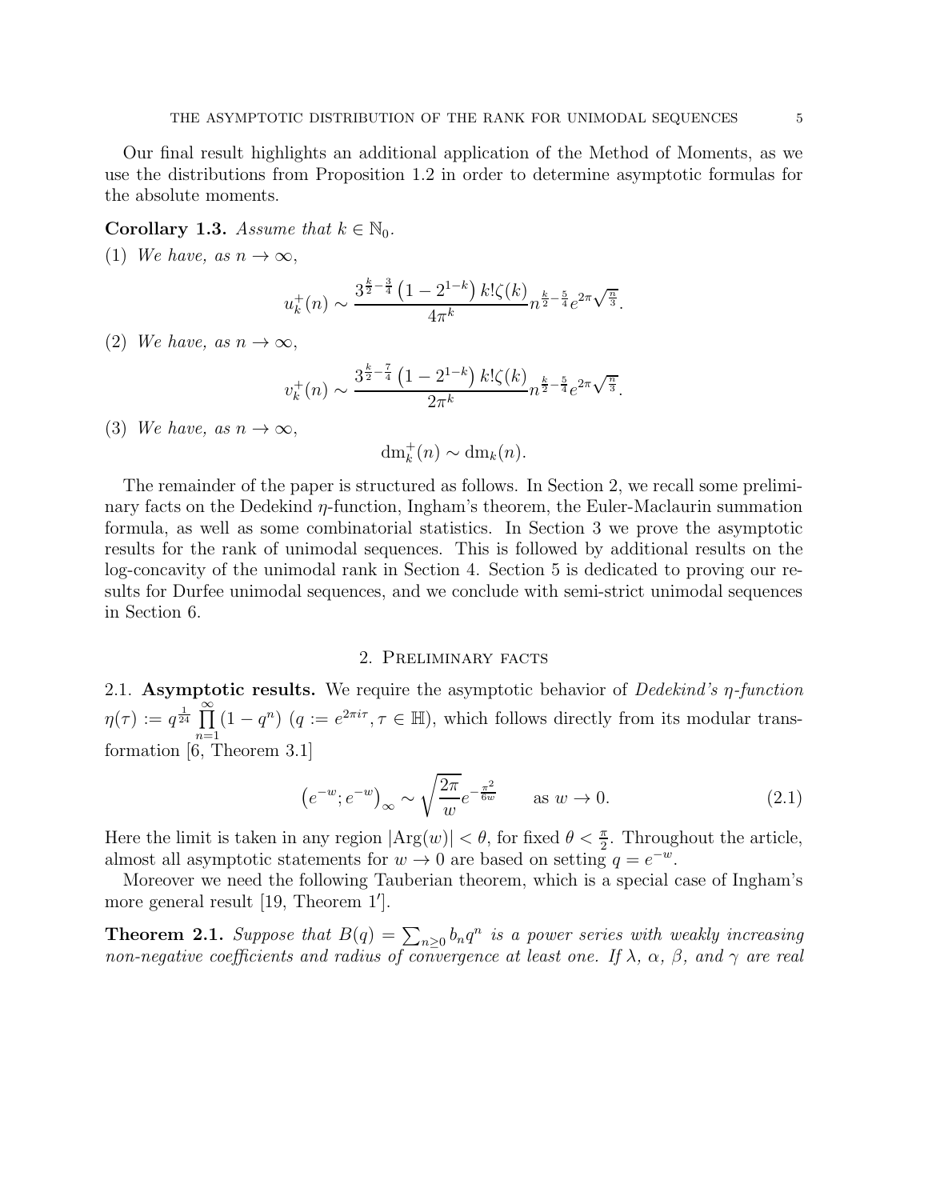Our final result highlights an additional application of the Method of Moments, as we use the distributions from Proposition 1.2 in order to determine asymptotic formulas for the absolute moments.

**Corollary 1.3.** *Assume that $k \in \mathbb{N}_0$.*

(1) *We have, as $n \to \infty$,*

$$u_k^+(n) \sim \frac{3^{\frac{k}{2}-\frac{3}{4}}\left(1-2^{1-k}\right)k!\zeta(k)}{4\pi^k} n^{\frac{k}{2}-\frac{5}{4}} e^{2\pi\sqrt{\frac{n}{3}}}.$$

(2) *We have, as $n \to \infty$,*

$$v_k^+(n) \sim \frac{3^{\frac{k}{2}-\frac{7}{4}}\left(1-2^{1-k}\right)k!\zeta(k)}{2\pi^k} n^{\frac{k}{2}-\frac{5}{4}} e^{2\pi\sqrt{\frac{n}{3}}}.$$

(3) *We have, as $n \to \infty$,*

$$\mathrm{dm}_k^+(n) \sim \mathrm{dm}_k(n).$$

The remainder of the paper is structured as follows. In Section 2, we recall some preliminary facts on the Dedekind $\eta$-function, Ingham's theorem, the Euler-Maclaurin summation formula, as well as some combinatorial statistics. In Section 3 we prove the asymptotic results for the rank of unimodal sequences. This is followed by additional results on the log-concavity of the unimodal rank in Section 4. Section 5 is dedicated to proving our results for Durfee unimodal sequences, and we conclude with semi-strict unimodal sequences in Section 6.

## 2. Preliminary facts

2.1. **Asymptotic results.** We require the asymptotic behavior of *Dedekind's $\eta$-function* $\eta(\tau) := q^{\frac{1}{24}} \prod_{n=1}^{\infty} (1-q^n)$ ($q := e^{2\pi i \tau}, \tau \in \mathbb{H}$), which follows directly from its modular transformation [6, Theorem 3.1]

$$\left(e^{-w}; e^{-w}\right)_\infty \sim \sqrt{\frac{2\pi}{w}} e^{-\frac{\pi^2}{6w}} \qquad \text{as } w \to 0. \tag{2.1}$$

Here the limit is taken in any region $|\mathrm{Arg}(w)| < \theta$, for fixed $\theta < \frac{\pi}{2}$. Throughout the article, almost all asymptotic statements for $w \to 0$ are based on setting $q = e^{-w}$.

Moreover we need the following Tauberian theorem, which is a special case of Ingham's more general result [19, Theorem 1′].

**Theorem 2.1.** *Suppose that $B(q) = \sum_{n \geq 0} b_n q^n$ is a power series with weakly increasing non-negative coefficients and radius of convergence at least one. If $\lambda$, $\alpha$, $\beta$, and $\gamma$ are real*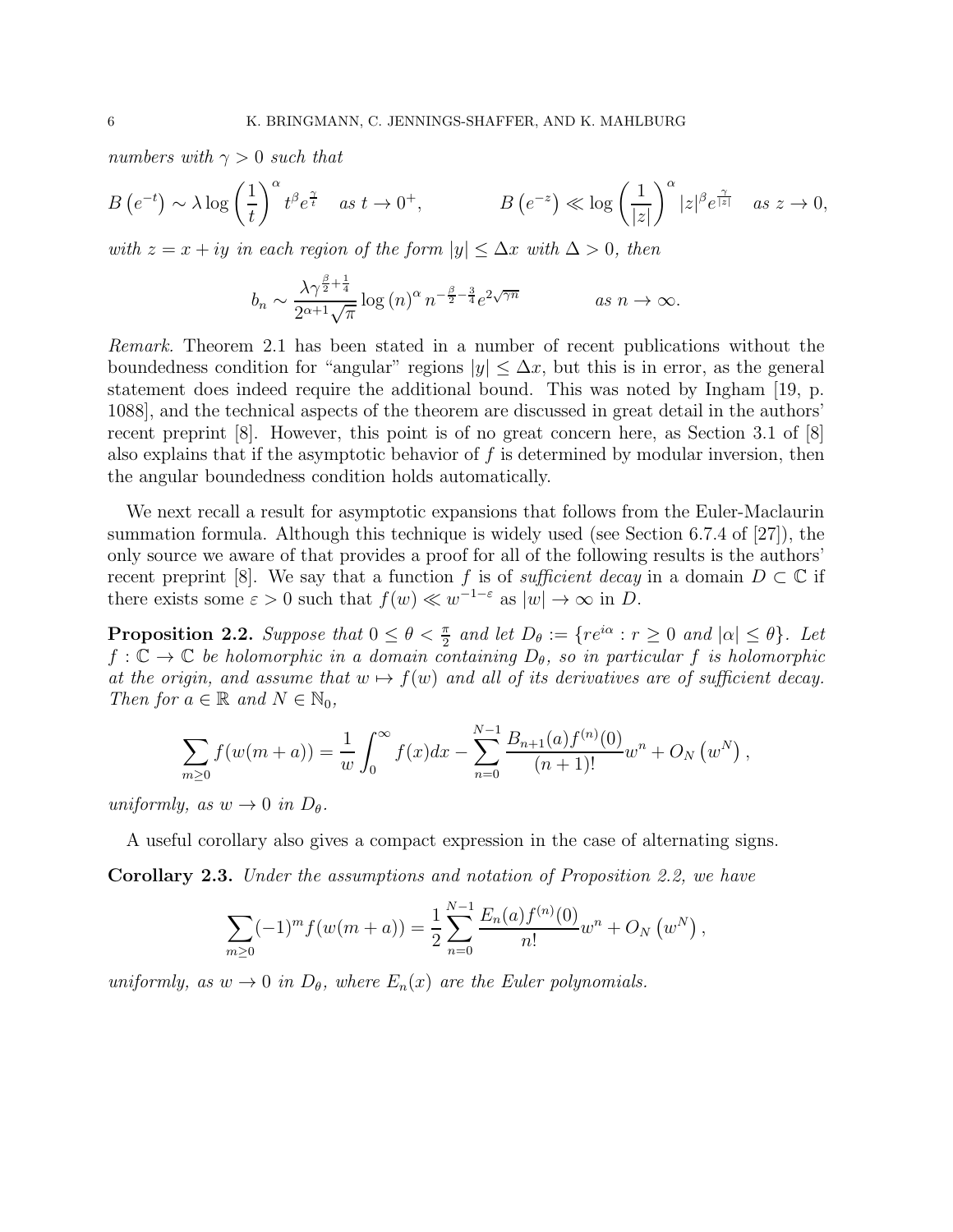*numbers with $\gamma > 0$ such that*

$$B\left(e^{-t}\right) \sim \lambda \log\left(\frac{1}{t}\right)^{\alpha} t^{\beta} e^{\frac{\gamma}{t}} \quad \text{as } t \to 0^{+}, \qquad\qquad B\left(e^{-z}\right) \ll \log\left(\frac{1}{|z|}\right)^{\alpha} |z|^{\beta} e^{\frac{\gamma}{|z|}} \quad \text{as } z \to 0,$$

*with $z = x + iy$ in each region of the form $|y| \leq \Delta x$ with $\Delta > 0$, then*

$$b_n \sim \frac{\lambda \gamma^{\frac{\beta}{2}+\frac{1}{4}}}{2^{\alpha+1}\sqrt{\pi}} \log(n)^{\alpha} n^{-\frac{\beta}{2}-\frac{3}{4}} e^{2\sqrt{\gamma n}} \qquad\qquad \text{as } n \to \infty.$$

*Remark.* Theorem 2.1 has been stated in a number of recent publications without the boundedness condition for "angular" regions $|y| \leq \Delta x$, but this is in error, as the general statement does indeed require the additional bound. This was noted by Ingham [19, p. 1088], and the technical aspects of the theorem are discussed in great detail in the authors' recent preprint [8]. However, this point is of no great concern here, as Section 3.1 of [8] also explains that if the asymptotic behavior of $f$ is determined by modular inversion, then the angular boundedness condition holds automatically.

We next recall a result for asymptotic expansions that follows from the Euler-Maclaurin summation formula. Although this technique is widely used (see Section 6.7.4 of [27]), the only source we aware of that provides a proof for all of the following results is the authors' recent preprint [8]. We say that a function $f$ is of *sufficient decay* in a domain $D \subset \mathbb{C}$ if there exists some $\varepsilon > 0$ such that $f(w) \ll w^{-1-\varepsilon}$ as $|w| \to \infty$ in $D$.

**Proposition 2.2.** *Suppose that $0 \leq \theta < \frac{\pi}{2}$ and let $D_\theta := \{re^{i\alpha} : r \geq 0 \text{ and } |\alpha| \leq \theta\}$. Let $f : \mathbb{C} \to \mathbb{C}$ be holomorphic in a domain containing $D_\theta$, so in particular $f$ is holomorphic at the origin, and assume that $w \mapsto f(w)$ and all of its derivatives are of sufficient decay. Then for $a \in \mathbb{R}$ and $N \in \mathbb{N}_0$,*

$$\sum_{m \geq 0} f(w(m+a)) = \frac{1}{w}\int_0^{\infty} f(x)dx - \sum_{n=0}^{N-1} \frac{B_{n+1}(a) f^{(n)}(0)}{(n+1)!} w^n + O_N\left(w^N\right),$$

*uniformly, as $w \to 0$ in $D_\theta$.*

A useful corollary also gives a compact expression in the case of alternating signs.

**Corollary 2.3.** *Under the assumptions and notation of Proposition 2.2, we have*

$$\sum_{m \geq 0} (-1)^m f(w(m+a)) = \frac{1}{2}\sum_{n=0}^{N-1} \frac{E_n(a) f^{(n)}(0)}{n!} w^n + O_N\left(w^N\right),$$

*uniformly, as $w \to 0$ in $D_\theta$, where $E_n(x)$ are the Euler polynomials.*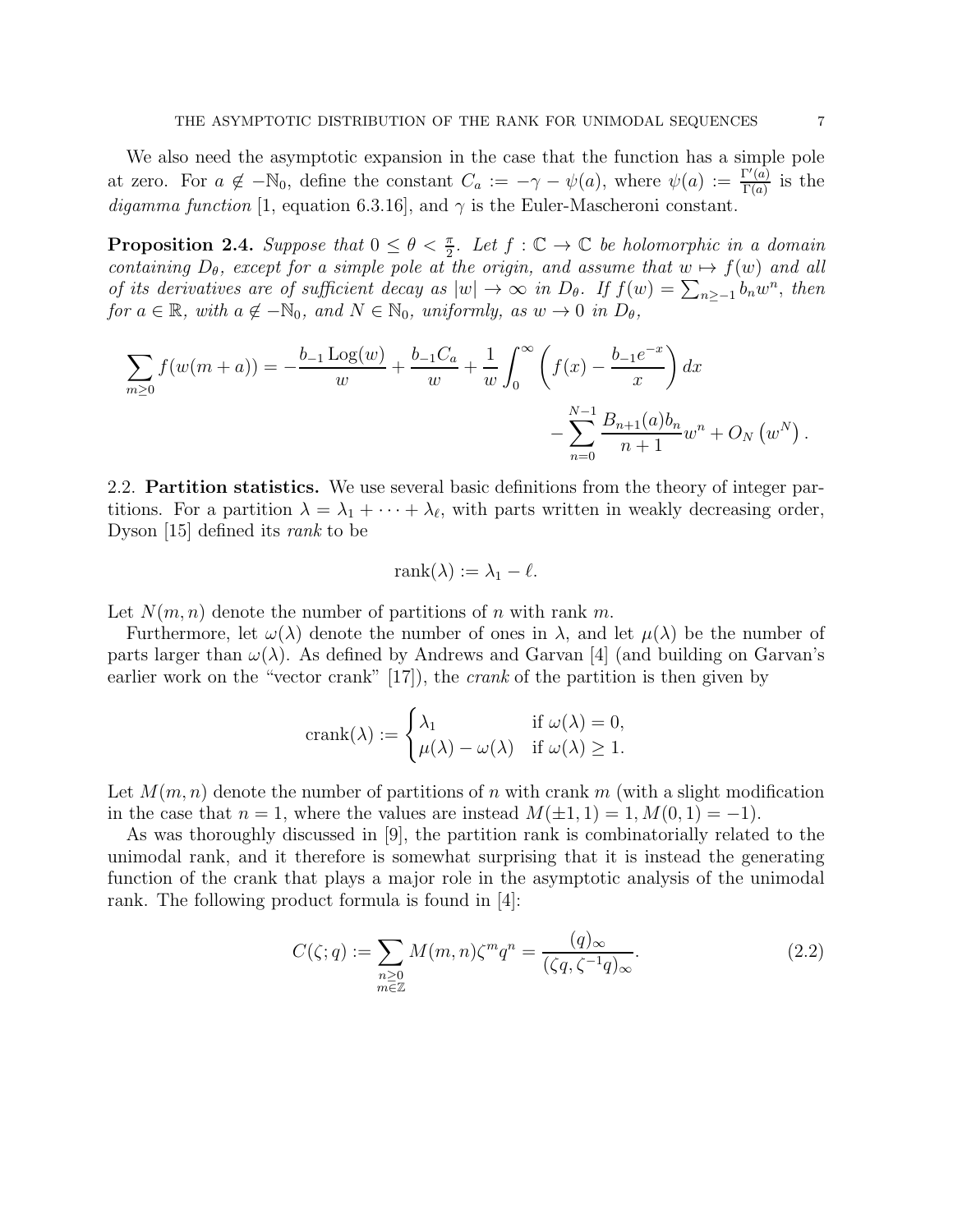We also need the asymptotic expansion in the case that the function has a simple pole at zero. For $a \notin -\mathbb{N}_0$, define the constant $C_a := -\gamma - \psi(a)$, where $\psi(a) := \frac{\Gamma'(a)}{\Gamma(a)}$ is the *digamma function* [1, equation 6.3.16], and $\gamma$ is the Euler-Mascheroni constant.

**Proposition 2.4.** *Suppose that $0 \leq \theta < \frac{\pi}{2}$. Let $f : \mathbb{C} \to \mathbb{C}$ be holomorphic in a domain containing $D_\theta$, except for a simple pole at the origin, and assume that $w \mapsto f(w)$ and all of its derivatives are of sufficient decay as $|w| \to \infty$ in $D_\theta$. If $f(w) = \sum_{n \geq -1} b_n w^n$, then for $a \in \mathbb{R}$, with $a \notin -\mathbb{N}_0$, and $N \in \mathbb{N}_0$, uniformly, as $w \to 0$ in $D_\theta$,*

$$\sum_{m \geq 0} f(w(m+a)) = -\frac{b_{-1} \operatorname{Log}(w)}{w} + \frac{b_{-1} C_a}{w} + \frac{1}{w} \int_0^\infty \left( f(x) - \frac{b_{-1} e^{-x}}{x} \right) dx - \sum_{n=0}^{N-1} \frac{B_{n+1}(a) b_n}{n+1} w^n + O_N\left(w^N\right).$$

### 2.2. Partition statistics.

We use several basic definitions from the theory of integer partitions. For a partition $\lambda = \lambda_1 + \cdots + \lambda_\ell$, with parts written in weakly decreasing order, Dyson [15] defined its *rank* to be

$$\operatorname{rank}(\lambda) := \lambda_1 - \ell.$$

Let $N(m,n)$ denote the number of partitions of $n$ with rank $m$.

Furthermore, let $\omega(\lambda)$ denote the number of ones in $\lambda$, and let $\mu(\lambda)$ be the number of parts larger than $\omega(\lambda)$. As defined by Andrews and Garvan [4] (and building on Garvan's earlier work on the "vector crank" [17]), the *crank* of the partition is then given by

$$\operatorname{crank}(\lambda) := \begin{cases} \lambda_1 & \text{if } \omega(\lambda) = 0, \\ \mu(\lambda) - \omega(\lambda) & \text{if } \omega(\lambda) \geq 1. \end{cases}$$

Let $M(m,n)$ denote the number of partitions of $n$ with crank $m$ (with a slight modification in the case that $n = 1$, where the values are instead $M(\pm 1, 1) = 1, M(0,1) = -1$).

As was thoroughly discussed in [9], the partition rank is combinatorially related to the unimodal rank, and it therefore is somewhat surprising that it is instead the generating function of the crank that plays a major role in the asymptotic analysis of the unimodal rank. The following product formula is found in [4]:

$$C(\zeta; q) := \sum_{\substack{n \geq 0 \\ m \in \mathbb{Z}}} M(m,n) \zeta^m q^n = \frac{(q)_\infty}{(\zeta q, \zeta^{-1} q)_\infty}. \tag{2.2}$$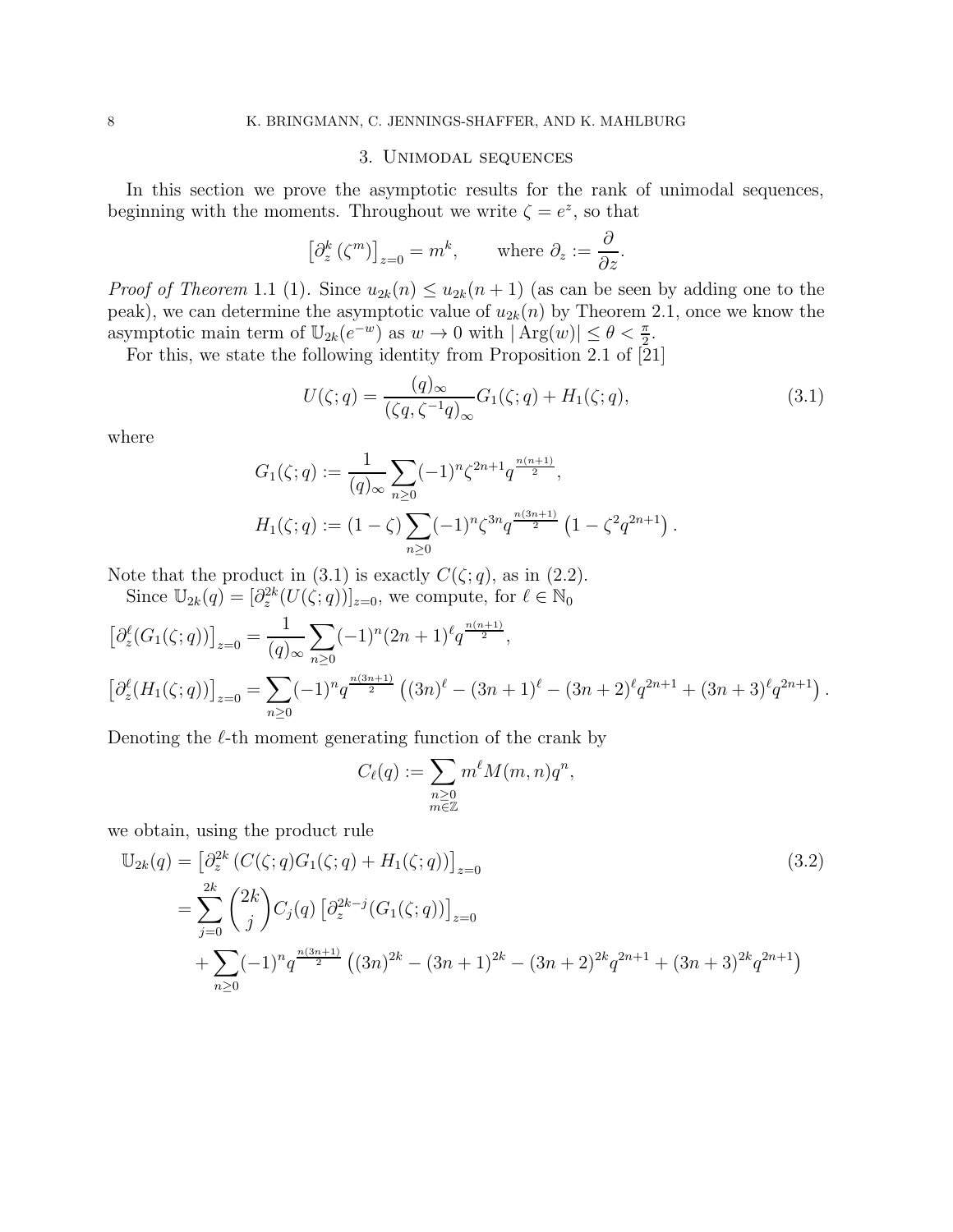## 3. Unimodal sequences

In this section we prove the asymptotic results for the rank of unimodal sequences, beginning with the moments. Throughout we write $\zeta = e^z$, so that

$$\left[\partial_z^k \left(\zeta^m\right)\right]_{z=0} = m^k, \qquad \text{where } \partial_z := \frac{\partial}{\partial z}.$$

*Proof of Theorem* 1.1 (1). Since $u_{2k}(n) \leq u_{2k}(n+1)$ (as can be seen by adding one to the peak), we can determine the asymptotic value of $u_{2k}(n)$ by Theorem 2.1, once we know the asymptotic main term of $\mathbb{U}_{2k}(e^{-w})$ as $w \to 0$ with $|\operatorname{Arg}(w)| \leq \theta < \frac{\pi}{2}$.

For this, we state the following identity from Proposition 2.1 of [21]

$$U(\zeta;q) = \frac{(q)_\infty}{(\zeta q, \zeta^{-1}q)_\infty} G_1(\zeta;q) + H_1(\zeta;q), \tag{3.1}$$

where

$$G_1(\zeta;q) := \frac{1}{(q)_\infty} \sum_{n\geq 0} (-1)^n \zeta^{2n+1} q^{\frac{n(n+1)}{2}},$$

$$H_1(\zeta;q) := (1-\zeta) \sum_{n\geq 0} (-1)^n \zeta^{3n} q^{\frac{n(3n+1)}{2}} \left(1 - \zeta^2 q^{2n+1}\right).$$

Note that the product in (3.1) is exactly $C(\zeta;q)$, as in (2.2).

Since $\mathbb{U}_{2k}(q) = [\partial_z^{2k}(U(\zeta;q))]_{z=0}$, we compute, for $\ell \in \mathbb{N}_0$

$$\left[\partial_z^\ell(G_1(\zeta;q))\right]_{z=0} = \frac{1}{(q)_\infty} \sum_{n\geq 0} (-1)^n (2n+1)^\ell q^{\frac{n(n+1)}{2}},$$

$$\left[\partial_z^\ell(H_1(\zeta;q))\right]_{z=0} = \sum_{n\geq 0} (-1)^n q^{\frac{n(3n+1)}{2}} \left((3n)^\ell - (3n+1)^\ell - (3n+2)^\ell q^{2n+1} + (3n+3)^\ell q^{2n+1}\right).$$

Denoting the $\ell$-th moment generating function of the crank by

$$C_\ell(q) := \sum_{\substack{n\geq 0 \\ m\in\mathbb{Z}}} m^\ell M(m,n) q^n,$$

we obtain, using the product rule

$$\begin{aligned}
\mathbb{U}_{2k}(q) &= \left[\partial_z^{2k}\left(C(\zeta;q)G_1(\zeta;q) + H_1(\zeta;q)\right)\right]_{z=0} \\
&= \sum_{j=0}^{2k} \binom{2k}{j} C_j(q) \left[\partial_z^{2k-j}(G_1(\zeta;q))\right]_{z=0} \\
&\quad + \sum_{n\geq 0} (-1)^n q^{\frac{n(3n+1)}{2}} \left((3n)^{2k} - (3n+1)^{2k} - (3n+2)^{2k} q^{2n+1} + (3n+3)^{2k} q^{2n+1}\right)
\end{aligned} \tag{3.2}$$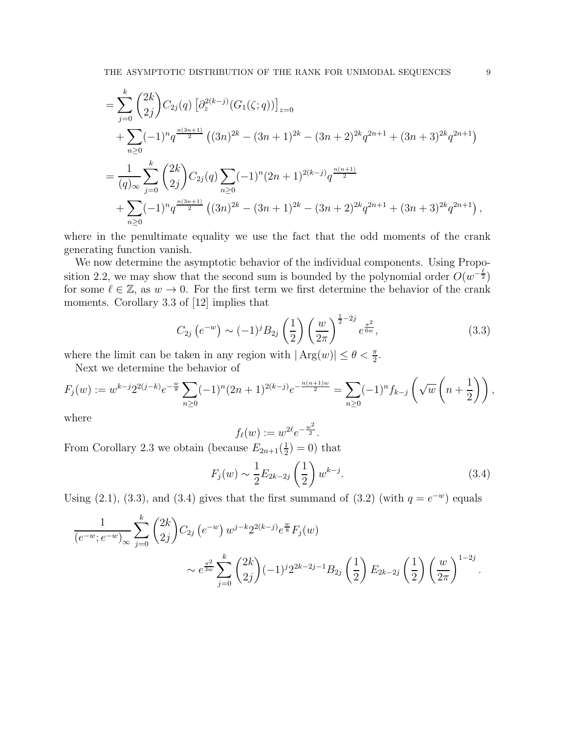$$
\begin{aligned}
&= \sum_{j=0}^{k} \binom{2k}{2j} C_{2j}(q) \left[\partial_z^{2(k-j)}(G_1(\zeta;q))\right]_{z=0} \\
&\quad + \sum_{n\geq 0} (-1)^n q^{\frac{n(3n+1)}{2}} \left( (3n)^{2k} - (3n+1)^{2k} - (3n+2)^{2k} q^{2n+1} + (3n+3)^{2k} q^{2n+1} \right) \\
&= \frac{1}{(q)_\infty} \sum_{j=0}^{k} \binom{2k}{2j} C_{2j}(q) \sum_{n\geq 0} (-1)^n (2n+1)^{2(k-j)} q^{\frac{n(n+1)}{2}} \\
&\quad + \sum_{n\geq 0} (-1)^n q^{\frac{n(3n+1)}{2}} \left( (3n)^{2k} - (3n+1)^{2k} - (3n+2)^{2k} q^{2n+1} + (3n+3)^{2k} q^{2n+1} \right),
\end{aligned}
$$

where in the penultimate equality we use the fact that the odd moments of the crank generating function vanish.

We now determine the asymptotic behavior of the individual components. Using Proposition 2.2, we may show that the second sum is bounded by the polynomial order $O(w^{-\frac{\ell}{2}})$ for some $\ell \in \mathbb{Z}$, as $w \to 0$. For the first term we first determine the behavior of the crank moments. Corollary 3.3 of [12] implies that

$$
C_{2j}\left(e^{-w}\right) \sim (-1)^j B_{2j}\left(\frac{1}{2}\right) \left(\frac{w}{2\pi}\right)^{\frac{1}{2}-2j} e^{\frac{\pi^2}{6w}}, \tag{3.3}
$$

where the limit can be taken in any region with $|\operatorname{Arg}(w)| \leq \theta < \frac{\pi}{2}$.

Next we determine the behavior of

$$
F_j(w) := w^{k-j} 2^{2(j-k)} e^{-\frac{w}{8}} \sum_{n\geq 0} (-1)^n (2n+1)^{2(k-j)} e^{-\frac{n(n+1)w}{2}} = \sum_{n\geq 0} (-1)^n f_{k-j}\left(\sqrt{w}\left(n+\frac{1}{2}\right)\right),
$$

where

$$
f_\ell(w) := w^{2\ell} e^{-\frac{w^2}{2}}.
$$

From Corollary 2.3 we obtain (because $E_{2n+1}(\frac{1}{2}) = 0$) that

$$
F_j(w) \sim \frac{1}{2} E_{2k-2j}\left(\frac{1}{2}\right) w^{k-j}. \tag{3.4}
$$

Using (2.1), (3.3), and (3.4) gives that the first summand of (3.2) (with $q = e^{-w}$) equals

$$
\begin{aligned}
\frac{1}{\left(e^{-w}; e^{-w}\right)_\infty} &\sum_{j=0}^{k} \binom{2k}{2j} C_{2j}\left(e^{-w}\right) w^{j-k} 2^{2(k-j)} e^{\frac{w}{8}} F_j(w) \\
&\sim e^{\frac{\pi^2}{3w}} \sum_{j=0}^{k} \binom{2k}{2j} (-1)^j 2^{2k-2j-1} B_{2j}\left(\frac{1}{2}\right) E_{2k-2j}\left(\frac{1}{2}\right) \left(\frac{w}{2\pi}\right)^{1-2j}.
\end{aligned}
$$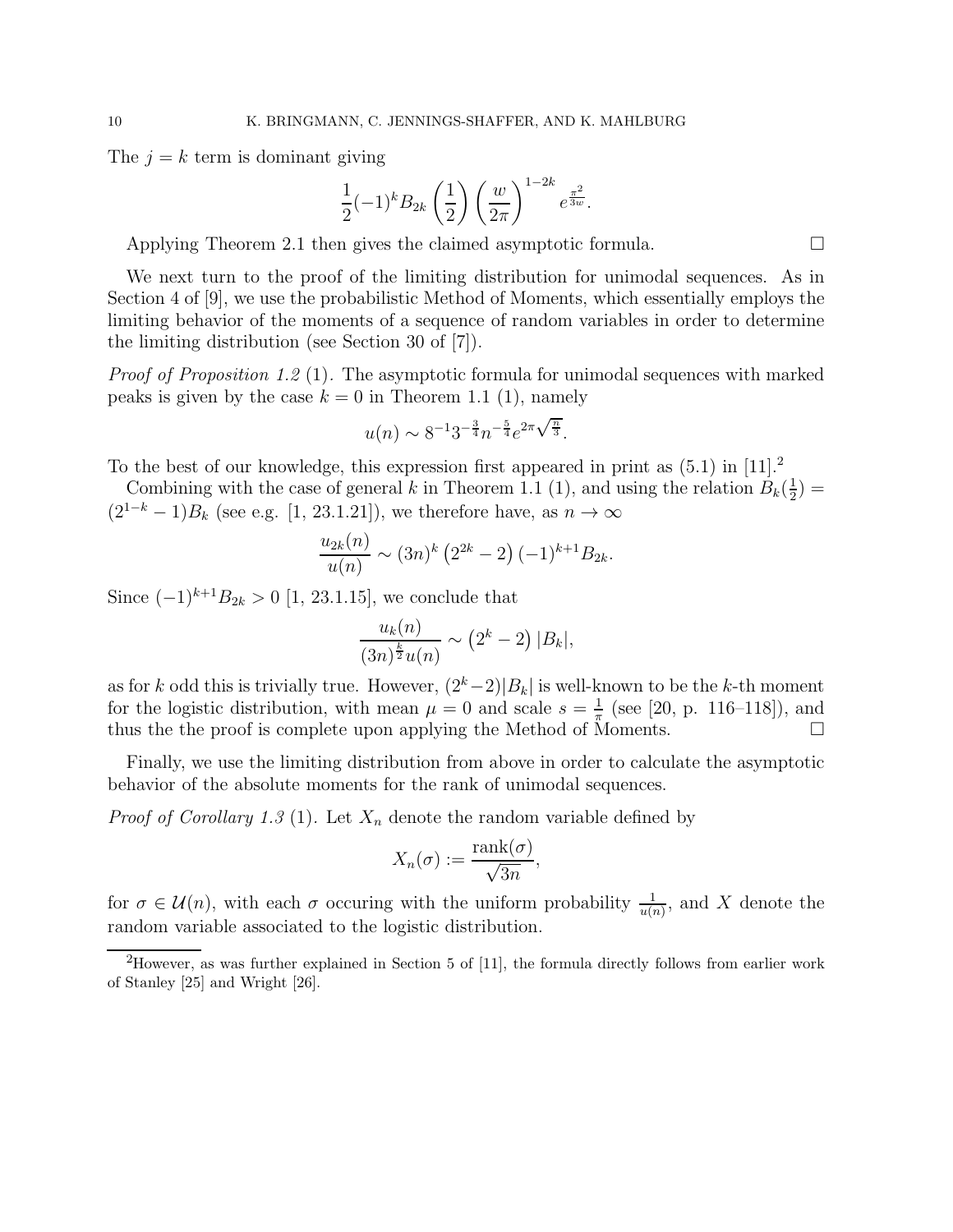The $j = k$ term is dominant giving

$$\frac{1}{2}(-1)^k B_{2k}\left(\frac{1}{2}\right)\left(\frac{w}{2\pi}\right)^{1-2k} e^{\frac{\pi^2}{3w}}.$$

Applying Theorem 2.1 then gives the claimed asymptotic formula. $\square$

We next turn to the proof of the limiting distribution for unimodal sequences. As in Section 4 of [9], we use the probabilistic Method of Moments, which essentially employs the limiting behavior of the moments of a sequence of random variables in order to determine the limiting distribution (see Section 30 of [7]).

*Proof of Proposition 1.2* (1). The asymptotic formula for unimodal sequences with marked peaks is given by the case $k = 0$ in Theorem 1.1 (1), namely

$$u(n) \sim 8^{-1} 3^{-\frac{3}{4}} n^{-\frac{5}{4}} e^{2\pi\sqrt{\frac{n}{3}}}.$$

To the best of our knowledge, this expression first appeared in print as (5.1) in [11].[2]

Combining with the case of general $k$ in Theorem 1.1 (1), and using the relation $B_k(\frac{1}{2}) = (2^{1-k} - 1)B_k$ (see e.g. [1, 23.1.21]), we therefore have, as $n \to \infty$

$$\frac{u_{2k}(n)}{u(n)} \sim (3n)^k \left(2^{2k} - 2\right)(-1)^{k+1} B_{2k}.$$

Since $(-1)^{k+1} B_{2k} > 0$ [1, 23.1.15], we conclude that

$$\frac{u_k(n)}{(3n)^{\frac{k}{2}} u(n)} \sim \left(2^k - 2\right)|B_k|,$$

as for $k$ odd this is trivially true. However, $(2^k - 2)|B_k|$ is well-known to be the $k$-th moment for the logistic distribution, with mean $\mu = 0$ and scale $s = \frac{1}{\pi}$ (see [20, p. 116–118]), and thus the the proof is complete upon applying the Method of Moments. $\square$

Finally, we use the limiting distribution from above in order to calculate the asymptotic behavior of the absolute moments for the rank of unimodal sequences.

*Proof of Corollary 1.3* (1). Let $X_n$ denote the random variable defined by

$$X_n(\sigma) := \frac{\mathrm{rank}(\sigma)}{\sqrt{3n}},$$

for $\sigma \in \mathcal{U}(n)$, with each $\sigma$ occuring with the uniform probability $\frac{1}{u(n)}$, and $X$ denote the random variable associated to the logistic distribution.

[2] However, as was further explained in Section 5 of [11], the formula directly follows from earlier work of Stanley [25] and Wright [26].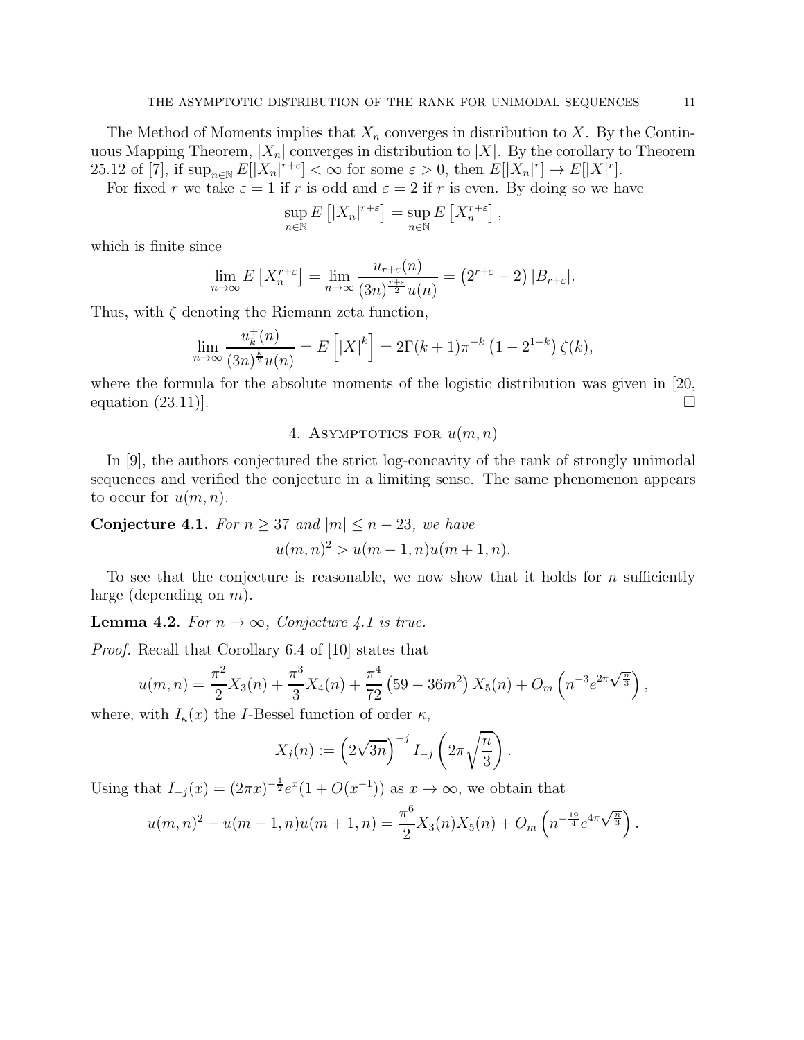The Method of Moments implies that $X_n$ converges in distribution to $X$. By the Continuous Mapping Theorem, $|X_n|$ converges in distribution to $|X|$. By the corollary to Theorem 25.12 of [7], if $\sup_{n\in\mathbb{N}} E[|X_n|^{r+\varepsilon}] < \infty$ for some $\varepsilon > 0$, then $E[|X_n|^r] \to E[|X|^r]$.

For fixed $r$ we take $\varepsilon = 1$ if $r$ is odd and $\varepsilon = 2$ if $r$ is even. By doing so we have

$$\sup_{n\in\mathbb{N}} E\left[|X_n|^{r+\varepsilon}\right] = \sup_{n\in\mathbb{N}} E\left[X_n^{r+\varepsilon}\right],$$

which is finite since

$$\lim_{n\to\infty} E\left[X_n^{r+\varepsilon}\right] = \lim_{n\to\infty} \frac{u_{r+\varepsilon}(n)}{(3n)^{\frac{r+\varepsilon}{2}} u(n)} = \left(2^{r+\varepsilon} - 2\right)|B_{r+\varepsilon}|.$$

Thus, with $\zeta$ denoting the Riemann zeta function,

$$\lim_{n\to\infty} \frac{u_k^+(n)}{(3n)^{\frac{k}{2}} u(n)} = E\left[|X|^k\right] = 2\Gamma(k+1)\pi^{-k}\left(1 - 2^{1-k}\right)\zeta(k),$$

where the formula for the absolute moments of the logistic distribution was given in [20, equation (23.11)]. $\square$

## 4. Asymptotics for $u(m,n)$

In [9], the authors conjectured the strict log-concavity of the rank of strongly unimodal sequences and verified the conjecture in a limiting sense. The same phenomenon appears to occur for $u(m,n)$.

**Conjecture 4.1.** *For $n \geq 37$ and $|m| \leq n - 23$, we have*

$$u(m,n)^2 > u(m-1,n)u(m+1,n).$$

To see that the conjecture is reasonable, we now show that it holds for $n$ sufficiently large (depending on $m$).

**Lemma 4.2.** *For $n \to \infty$, Conjecture 4.1 is true.*

*Proof.* Recall that Corollary 6.4 of [10] states that

$$u(m,n) = \frac{\pi^2}{2}X_3(n) + \frac{\pi^3}{3}X_4(n) + \frac{\pi^4}{72}\left(59 - 36m^2\right)X_5(n) + O_m\left(n^{-3}e^{2\pi\sqrt{\frac{n}{3}}}\right),$$

where, with $I_\kappa(x)$ the $I$-Bessel function of order $\kappa$,

$$X_j(n) := \left(2\sqrt{3n}\right)^{-j} I_{-j}\left(2\pi\sqrt{\frac{n}{3}}\right).$$

Using that $I_{-j}(x) = (2\pi x)^{-\frac{1}{2}}e^x(1 + O(x^{-1}))$ as $x \to \infty$, we obtain that

$$u(m,n)^2 - u(m-1,n)u(m+1,n) = \frac{\pi^6}{2}X_3(n)X_5(n) + O_m\left(n^{-\frac{19}{4}}e^{4\pi\sqrt{\frac{n}{3}}}\right).$$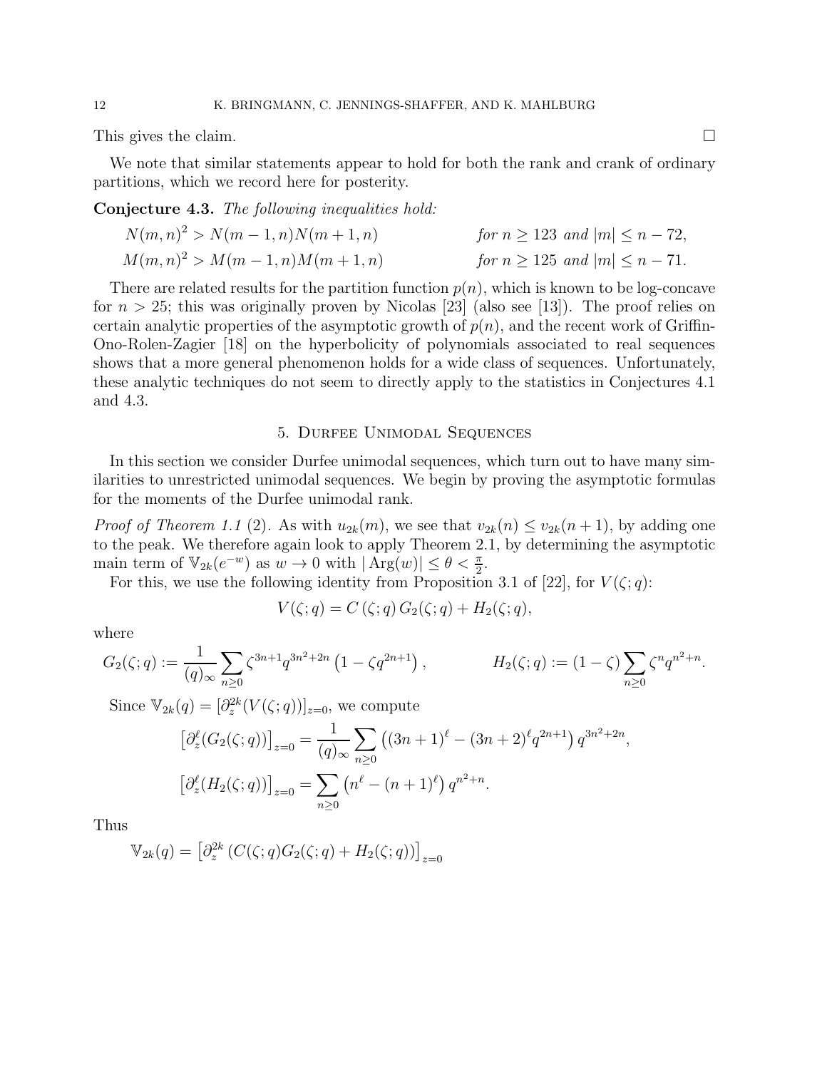This gives the claim. $\square$

We note that similar statements appear to hold for both the rank and crank of ordinary partitions, which we record here for posterity.

**Conjecture 4.3.** *The following inequalities hold:*

$$N(m,n)^2 > N(m-1,n)N(m+1,n) \qquad \text{for } n \geq 123 \text{ and } |m| \leq n-72,$$

$$M(m,n)^2 > M(m-1,n)M(m+1,n) \qquad \text{for } n \geq 125 \text{ and } |m| \leq n-71.$$

There are related results for the partition function $p(n)$, which is known to be log-concave for $n > 25$; this was originally proven by Nicolas [23] (also see [13]). The proof relies on certain analytic properties of the asymptotic growth of $p(n)$, and the recent work of Griffin-Ono-Rolen-Zagier [18] on the hyperbolicity of polynomials associated to real sequences shows that a more general phenomenon holds for a wide class of sequences. Unfortunately, these analytic techniques do not seem to directly apply to the statistics in Conjectures 4.1 and 4.3.

## 5. Durfee Unimodal Sequences

In this section we consider Durfee unimodal sequences, which turn out to have many similarities to unrestricted unimodal sequences. We begin by proving the asymptotic formulas for the moments of the Durfee unimodal rank.

*Proof of Theorem 1.1* (2). As with $u_{2k}(m)$, we see that $v_{2k}(n) \leq v_{2k}(n+1)$, by adding one to the peak. We therefore again look to apply Theorem 2.1, by determining the asymptotic main term of $\mathbb{V}_{2k}(e^{-w})$ as $w \to 0$ with $|\operatorname{Arg}(w)| \leq \theta < \frac{\pi}{2}$.

For this, we use the following identity from Proposition 3.1 of [22], for $V(\zeta;q)$:

$$V(\zeta;q) = C(\zeta;q)\, G_2(\zeta;q) + H_2(\zeta;q),$$

where

$$G_2(\zeta;q) := \frac{1}{(q)_\infty} \sum_{n \geq 0} \zeta^{3n+1} q^{3n^2+2n} \left(1 - \zeta q^{2n+1}\right), \qquad H_2(\zeta;q) := (1-\zeta) \sum_{n \geq 0} \zeta^n q^{n^2+n}.$$

Since $\mathbb{V}_{2k}(q) = [\partial_z^{2k}(V(\zeta;q))]_{z=0}$, we compute

$$\left[\partial_z^\ell (G_2(\zeta;q))\right]_{z=0} = \frac{1}{(q)_\infty} \sum_{n \geq 0} \left((3n+1)^\ell - (3n+2)^\ell q^{2n+1}\right) q^{3n^2+2n},$$

$$\left[\partial_z^\ell (H_2(\zeta;q))\right]_{z=0} = \sum_{n \geq 0} \left(n^\ell - (n+1)^\ell\right) q^{n^2+n}.$$

Thus

$$\mathbb{V}_{2k}(q) = \left[\partial_z^{2k} \left(C(\zeta;q) G_2(\zeta;q) + H_2(\zeta;q)\right)\right]_{z=0}$$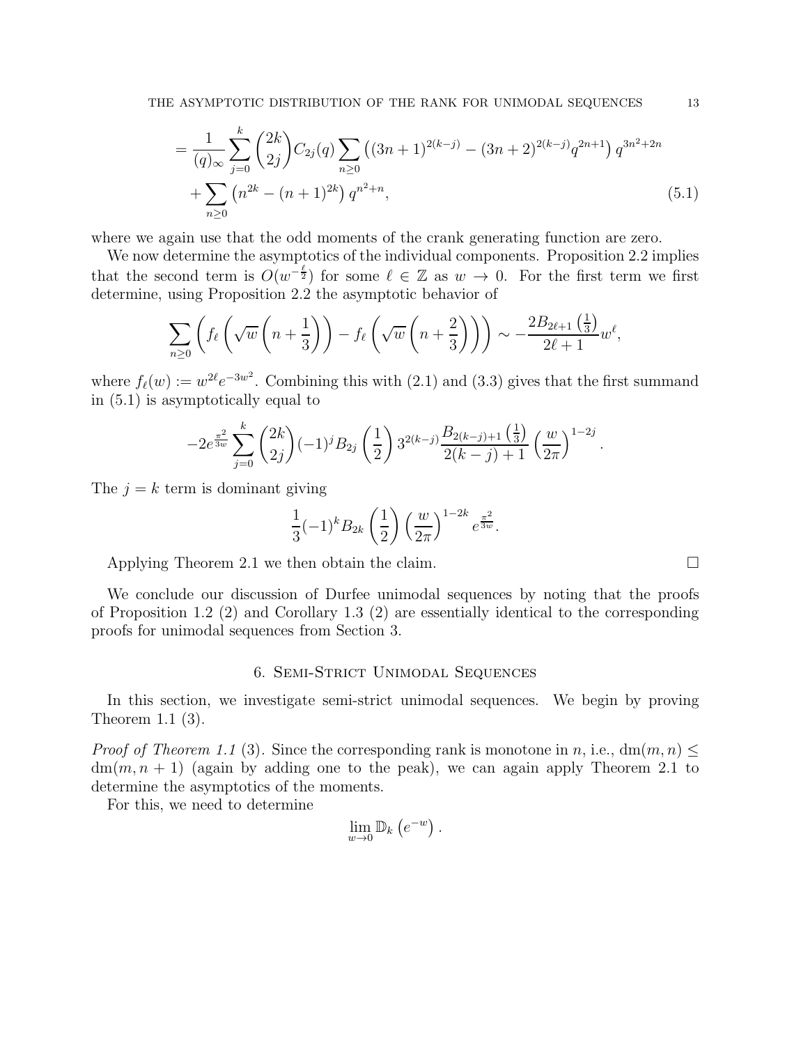$$
= \frac{1}{(q)_\infty} \sum_{j=0}^{k} \binom{2k}{2j} C_{2j}(q) \sum_{n\geq 0} \left( (3n+1)^{2(k-j)} - (3n+2)^{2(k-j)} q^{2n+1} \right) q^{3n^2+2n}
$$

$$
+ \sum_{n\geq 0} \left( n^{2k} - (n+1)^{2k} \right) q^{n^2+n}, \tag{5.1}
$$

where we again use that the odd moments of the crank generating function are zero.

We now determine the asymptotics of the individual components. Proposition 2.2 implies that the second term is $O(w^{-\frac{\ell}{2}})$ for some $\ell \in \mathbb{Z}$ as $w \to 0$. For the first term we first determine, using Proposition 2.2 the asymptotic behavior of

$$
\sum_{n\geq 0} \left( f_\ell \left( \sqrt{w} \left( n + \frac{1}{3} \right) \right) - f_\ell \left( \sqrt{w} \left( n + \frac{2}{3} \right) \right) \right) \sim -\frac{2B_{2\ell+1}\left(\frac{1}{3}\right)}{2\ell+1} w^\ell,
$$

where $f_\ell(w) := w^{2\ell} e^{-3w^2}$. Combining this with (2.1) and (3.3) gives that the first summand in (5.1) is asymptotically equal to

$$
-2e^{\frac{\pi^2}{3w}} \sum_{j=0}^{k} \binom{2k}{2j} (-1)^j B_{2j}\left(\frac{1}{2}\right) 3^{2(k-j)} \frac{B_{2(k-j)+1}\left(\frac{1}{3}\right)}{2(k-j)+1} \left(\frac{w}{2\pi}\right)^{1-2j}.
$$

The $j = k$ term is dominant giving

$$
\frac{1}{3}(-1)^k B_{2k}\left(\frac{1}{2}\right) \left(\frac{w}{2\pi}\right)^{1-2k} e^{\frac{\pi^2}{3w}}.
$$

Applying Theorem 2.1 we then obtain the claim. $\square$

We conclude our discussion of Durfee unimodal sequences by noting that the proofs of Proposition 1.2 (2) and Corollary 1.3 (2) are essentially identical to the corresponding proofs for unimodal sequences from Section 3.

## 6. Semi-Strict Unimodal Sequences

In this section, we investigate semi-strict unimodal sequences. We begin by proving Theorem 1.1 (3).

*Proof of Theorem 1.1* (3). Since the corresponding rank is monotone in $n$, i.e., $\mathrm{dm}(m, n) \leq \mathrm{dm}(m, n+1)$ (again by adding one to the peak), we can again apply Theorem 2.1 to determine the asymptotics of the moments.

For this, we need to determine

$$
\lim_{w\to 0} \mathbb{D}_k \left( e^{-w} \right).
$$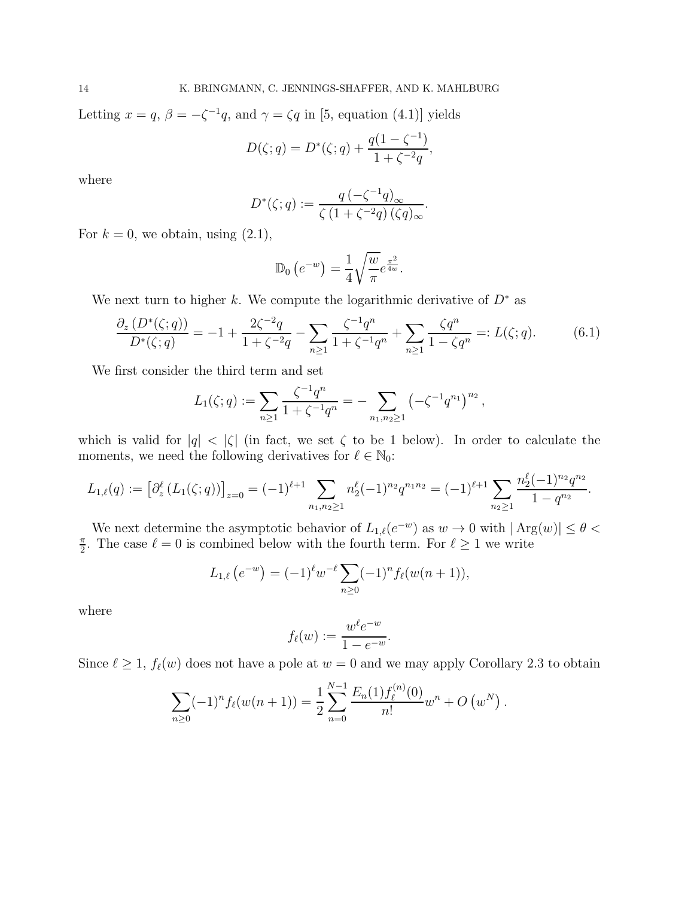Letting $x = q$, $\beta = -\zeta^{-1}q$, and $\gamma = \zeta q$ in [5, equation (4.1)] yields

$$D(\zeta; q) = D^*(\zeta; q) + \frac{q(1-\zeta^{-1})}{1+\zeta^{-2}q},$$

where

$$D^*(\zeta; q) := \frac{q\left(-\zeta^{-1}q\right)_\infty}{\zeta\left(1+\zeta^{-2}q\right)(\zeta q)_\infty}.$$

For $k = 0$, we obtain, using (2.1),

$$\mathbb{D}_0\left(e^{-w}\right) = \frac{1}{4}\sqrt{\frac{w}{\pi}}e^{\frac{\pi^2}{4w}}.$$

We next turn to higher $k$. We compute the logarithmic derivative of $D^*$ as

$$\frac{\partial_z\left(D^*(\zeta; q)\right)}{D^*(\zeta; q)} = -1 + \frac{2\zeta^{-2}q}{1+\zeta^{-2}q} - \sum_{n\geq 1}\frac{\zeta^{-1}q^n}{1+\zeta^{-1}q^n} + \sum_{n\geq 1}\frac{\zeta q^n}{1-\zeta q^n} =: L(\zeta; q). \tag{6.1}$$

We first consider the third term and set

$$L_1(\zeta; q) := \sum_{n\geq 1}\frac{\zeta^{-1}q^n}{1+\zeta^{-1}q^n} = -\sum_{n_1,n_2\geq 1}\left(-\zeta^{-1}q^{n_1}\right)^{n_2},$$

which is valid for $|q| < |\zeta|$ (in fact, we set $\zeta$ to be 1 below). In order to calculate the moments, we need the following derivatives for $\ell \in \mathbb{N}_0$:

$$L_{1,\ell}(q) := \left[\partial_z^\ell\left(L_1(\zeta; q)\right)\right]_{z=0} = (-1)^{\ell+1}\sum_{n_1,n_2\geq 1} n_2^\ell(-1)^{n_2}q^{n_1n_2} = (-1)^{\ell+1}\sum_{n_2\geq 1}\frac{n_2^\ell(-1)^{n_2}q^{n_2}}{1-q^{n_2}}.$$

We next determine the asymptotic behavior of $L_{1,\ell}(e^{-w})$ as $w \to 0$ with $|\operatorname{Arg}(w)| \leq \theta < \frac{\pi}{2}$. The case $\ell = 0$ is combined below with the fourth term. For $\ell \geq 1$ we write

$$L_{1,\ell}\left(e^{-w}\right) = (-1)^\ell w^{-\ell}\sum_{n\geq 0}(-1)^n f_\ell(w(n+1)),$$

where

$$f_\ell(w) := \frac{w^\ell e^{-w}}{1-e^{-w}}.$$

Since $\ell \geq 1$, $f_\ell(w)$ does not have a pole at $w = 0$ and we may apply Corollary 2.3 to obtain

$$\sum_{n\geq 0}(-1)^n f_\ell(w(n+1)) = \frac{1}{2}\sum_{n=0}^{N-1}\frac{E_n(1)f_\ell^{(n)}(0)}{n!}w^n + O\left(w^N\right).$$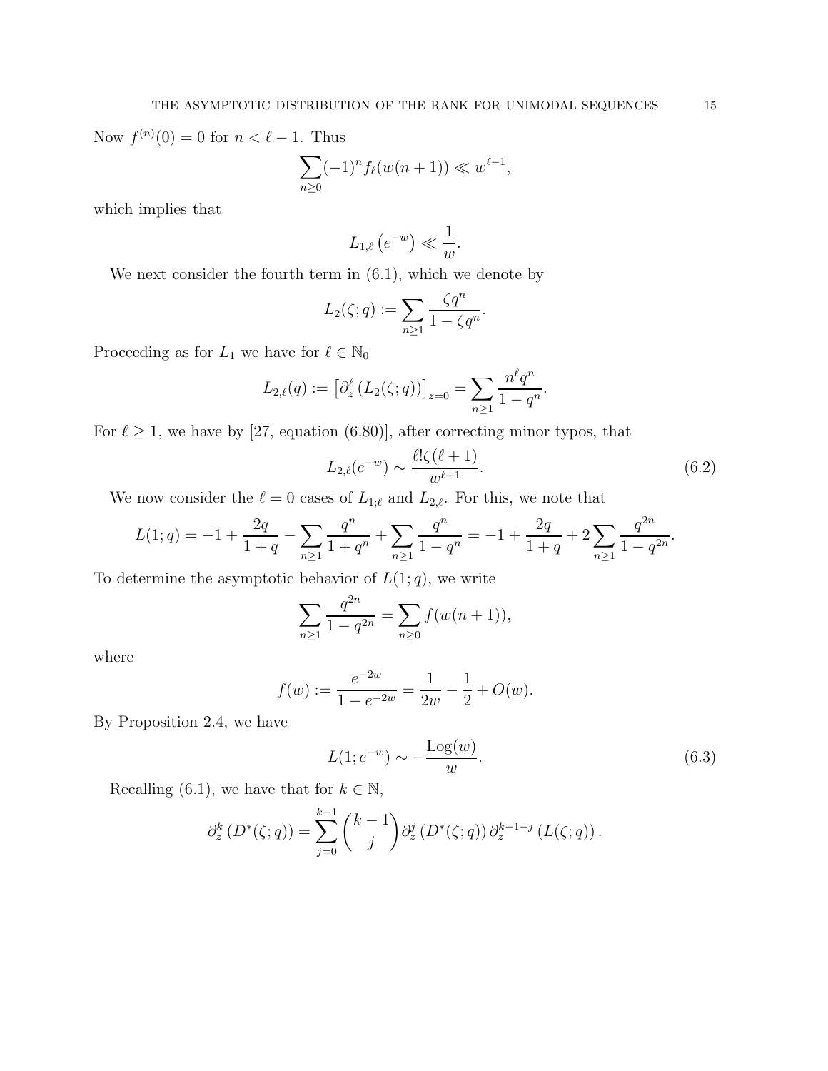Now $f^{(n)}(0) = 0$ for $n < \ell - 1$. Thus

$$\sum_{n\geq 0} (-1)^n f_\ell(w(n+1)) \ll w^{\ell-1},$$

which implies that

$$L_{1,\ell}\left(e^{-w}\right) \ll \frac{1}{w}.$$

We next consider the fourth term in (6.1), which we denote by

$$L_2(\zeta;q) := \sum_{n\geq 1} \frac{\zeta q^n}{1-\zeta q^n}.$$

Proceeding as for $L_1$ we have for $\ell \in \mathbb{N}_0$

$$L_{2,\ell}(q) := \left[\partial_z^\ell \left(L_2(\zeta;q)\right)\right]_{z=0} = \sum_{n\geq 1} \frac{n^\ell q^n}{1-q^n}.$$

For $\ell \geq 1$, we have by [27, equation (6.80)], after correcting minor typos, that

$$L_{2,\ell}(e^{-w}) \sim \frac{\ell!\zeta(\ell+1)}{w^{\ell+1}}. \tag{6.2}$$

We now consider the $\ell = 0$ cases of $L_{1;\ell}$ and $L_{2,\ell}$. For this, we note that

$$L(1;q) = -1 + \frac{2q}{1+q} - \sum_{n\geq 1} \frac{q^n}{1+q^n} + \sum_{n\geq 1} \frac{q^n}{1-q^n} = -1 + \frac{2q}{1+q} + 2\sum_{n\geq 1} \frac{q^{2n}}{1-q^{2n}}.$$

To determine the asymptotic behavior of $L(1;q)$, we write

$$\sum_{n\geq 1} \frac{q^{2n}}{1-q^{2n}} = \sum_{n\geq 0} f(w(n+1)),$$

where

$$f(w) := \frac{e^{-2w}}{1-e^{-2w}} = \frac{1}{2w} - \frac{1}{2} + O(w).$$

By Proposition 2.4, we have

$$L(1;e^{-w}) \sim -\frac{\mathrm{Log}(w)}{w}. \tag{6.3}$$

Recalling (6.1), we have that for $k \in \mathbb{N}$,

$$\partial_z^k \left(D^*(\zeta;q)\right) = \sum_{j=0}^{k-1} \binom{k-1}{j} \partial_z^j \left(D^*(\zeta;q)\right) \partial_z^{k-1-j} \left(L(\zeta;q)\right).$$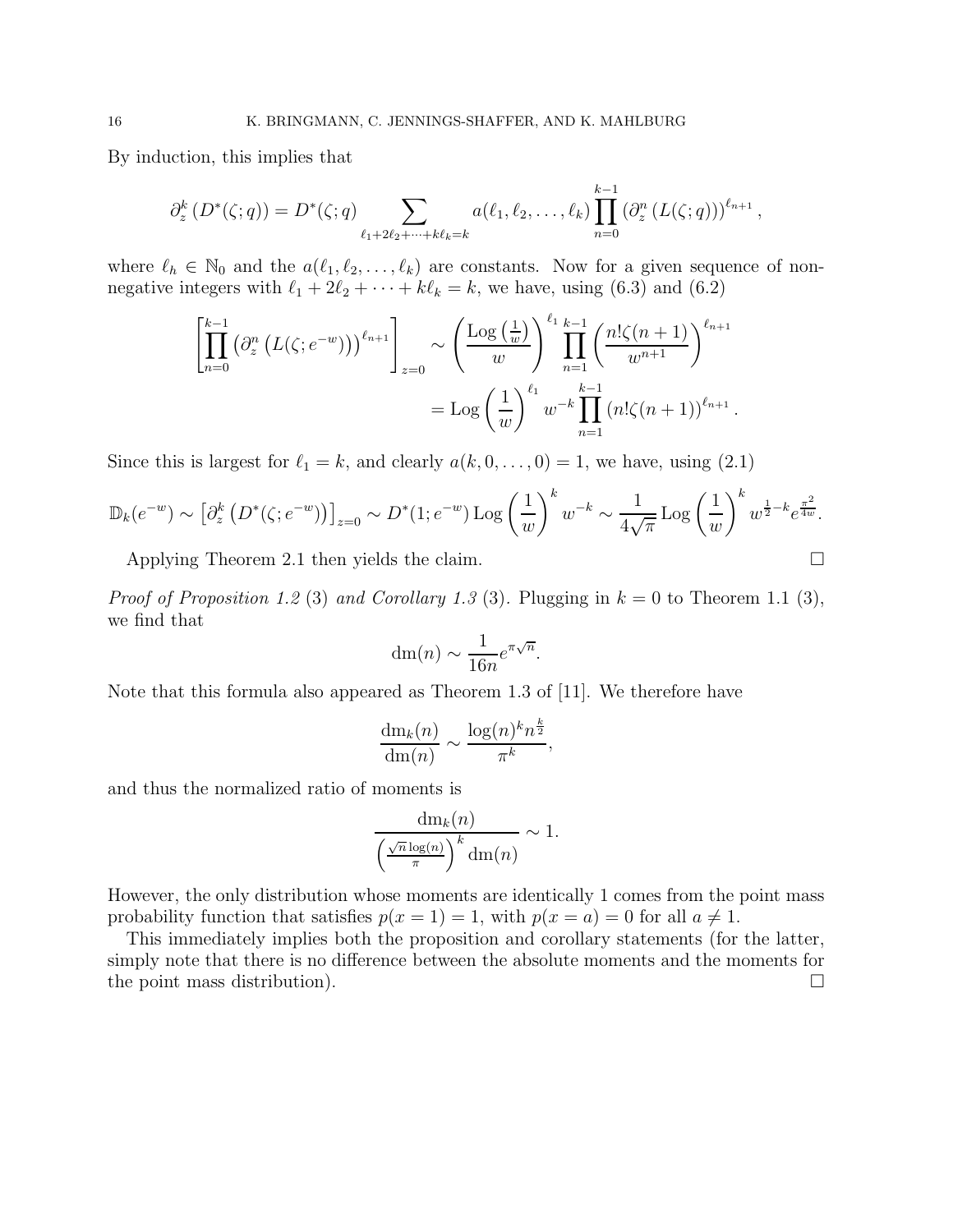By induction, this implies that

$$\partial_z^k \left( D^*(\zeta; q) \right) = D^*(\zeta; q) \sum_{\ell_1 + 2\ell_2 + \cdots + k\ell_k = k} a(\ell_1, \ell_2, \ldots, \ell_k) \prod_{n=0}^{k-1} \left( \partial_z^n \left( L(\zeta; q) \right) \right)^{\ell_{n+1}},$$

where $\ell_h \in \mathbb{N}_0$ and the $a(\ell_1, \ell_2, \ldots, \ell_k)$ are constants. Now for a given sequence of non-negative integers with $\ell_1 + 2\ell_2 + \cdots + k\ell_k = k$, we have, using (6.3) and (6.2)

$$\begin{aligned}\left[ \prod_{n=0}^{k-1} \left( \partial_z^n \left( L(\zeta; e^{-w}) \right) \right)^{\ell_{n+1}} \right]_{z=0} &\sim \left( \frac{\operatorname{Log}\left(\frac{1}{w}\right)}{w} \right)^{\ell_1} \prod_{n=1}^{k-1} \left( \frac{n!\zeta(n+1)}{w^{n+1}} \right)^{\ell_{n+1}} \\ &= \operatorname{Log}\left(\frac{1}{w}\right)^{\ell_1} w^{-k} \prod_{n=1}^{k-1} \left( n!\zeta(n+1) \right)^{\ell_{n+1}}.\end{aligned}$$

Since this is largest for $\ell_1 = k$, and clearly $a(k, 0, \ldots, 0) = 1$, we have, using (2.1)

$$\mathbb{D}_k(e^{-w}) \sim \left[ \partial_z^k \left( D^*(\zeta; e^{-w}) \right) \right]_{z=0} \sim D^*(1; e^{-w}) \operatorname{Log}\left(\frac{1}{w}\right)^k w^{-k} \sim \frac{1}{4\sqrt{\pi}} \operatorname{Log}\left(\frac{1}{w}\right)^k w^{\frac{1}{2}-k} e^{\frac{\pi^2}{4w}}.$$

Applying Theorem 2.1 then yields the claim. $\square$

*Proof of Proposition 1.2* (3) *and Corollary 1.3* (3). Plugging in $k = 0$ to Theorem 1.1 (3), we find that

$$\operatorname{dm}(n) \sim \frac{1}{16n} e^{\pi\sqrt{n}}.$$

Note that this formula also appeared as Theorem 1.3 of [11]. We therefore have

$$\frac{\operatorname{dm}_k(n)}{\operatorname{dm}(n)} \sim \frac{\log(n)^k n^{\frac{k}{2}}}{\pi^k},$$

and thus the normalized ratio of moments is

$$\frac{\operatorname{dm}_k(n)}{\left( \frac{\sqrt{n}\log(n)}{\pi} \right)^k \operatorname{dm}(n)} \sim 1.$$

However, the only distribution whose moments are identically 1 comes from the point mass probability function that satisfies $p(x = 1) = 1$, with $p(x = a) = 0$ for all $a \neq 1$.

This immediately implies both the proposition and corollary statements (for the latter, simply note that there is no difference between the absolute moments and the moments for the point mass distribution). $\square$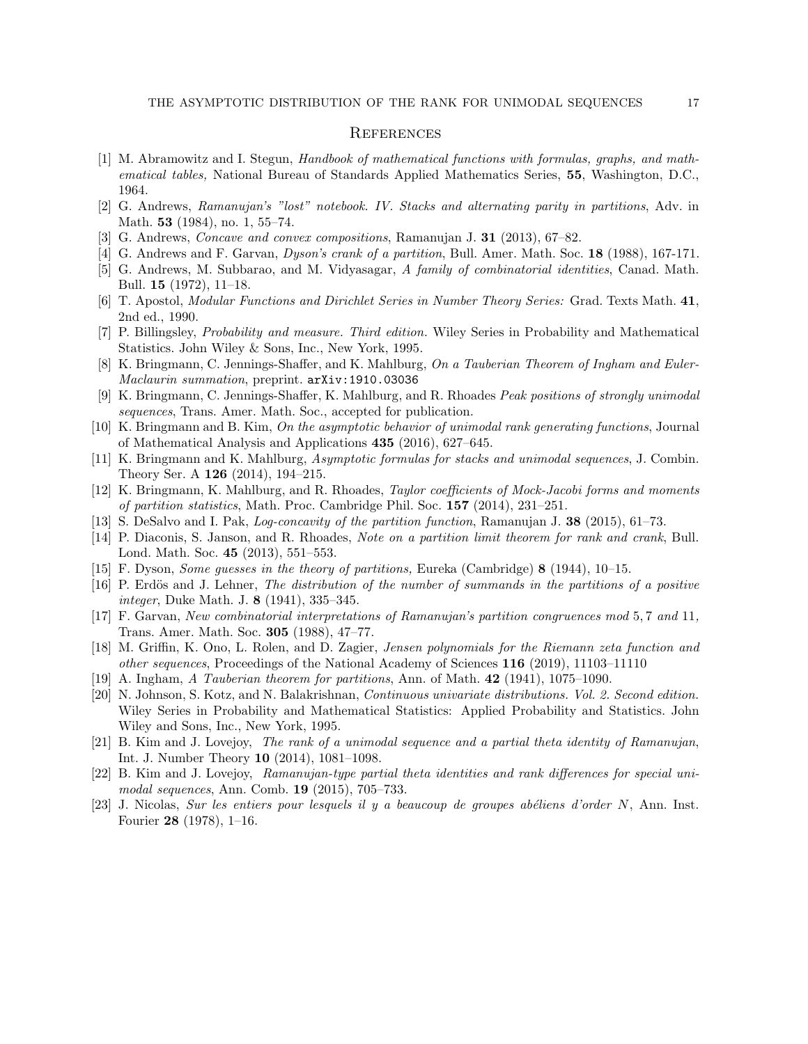## References

[1] M. Abramowitz and I. Stegun, *Handbook of mathematical functions with formulas, graphs, and mathematical tables,* National Bureau of Standards Applied Mathematics Series, **55**, Washington, D.C., 1964.

[2] G. Andrews, *Ramanujan's "lost" notebook. IV. Stacks and alternating parity in partitions*, Adv. in Math. **53** (1984), no. 1, 55–74.

[3] G. Andrews, *Concave and convex compositions*, Ramanujan J. **31** (2013), 67–82.

[4] G. Andrews and F. Garvan, *Dyson's crank of a partition*, Bull. Amer. Math. Soc. **18** (1988), 167-171.

[5] G. Andrews, M. Subbarao, and M. Vidyasagar, *A family of combinatorial identities*, Canad. Math. Bull. **15** (1972), 11–18.

[6] T. Apostol, *Modular Functions and Dirichlet Series in Number Theory Series:* Grad. Texts Math. **41**, 2nd ed., 1990.

[7] P. Billingsley, *Probability and measure. Third edition.* Wiley Series in Probability and Mathematical Statistics. John Wiley & Sons, Inc., New York, 1995.

[8] K. Bringmann, C. Jennings-Shaffer, and K. Mahlburg, *On a Tauberian Theorem of Ingham and Euler-Maclaurin summation*, preprint. `arXiv:1910.03036`

[9] K. Bringmann, C. Jennings-Shaffer, K. Mahlburg, and R. Rhoades *Peak positions of strongly unimodal sequences*, Trans. Amer. Math. Soc., accepted for publication.

[10] K. Bringmann and B. Kim, *On the asymptotic behavior of unimodal rank generating functions*, Journal of Mathematical Analysis and Applications **435** (2016), 627–645.

[11] K. Bringmann and K. Mahlburg, *Asymptotic formulas for stacks and unimodal sequences*, J. Combin. Theory Ser. A **126** (2014), 194–215.

[12] K. Bringmann, K. Mahlburg, and R. Rhoades, *Taylor coefficients of Mock-Jacobi forms and moments of partition statistics*, Math. Proc. Cambridge Phil. Soc. **157** (2014), 231–251.

[13] S. DeSalvo and I. Pak, *Log-concavity of the partition function*, Ramanujan J. **38** (2015), 61–73.

[14] P. Diaconis, S. Janson, and R. Rhoades, *Note on a partition limit theorem for rank and crank*, Bull. Lond. Math. Soc. **45** (2013), 551–553.

[15] F. Dyson, *Some guesses in the theory of partitions,* Eureka (Cambridge) **8** (1944), 10–15.

[16] P. Erdös and J. Lehner, *The distribution of the number of summands in the partitions of a positive integer*, Duke Math. J. **8** (1941), 335–345.

[17] F. Garvan, *New combinatorial interpretations of Ramanujan's partition congruences mod* 5, 7 *and* 11*,* Trans. Amer. Math. Soc. **305** (1988), 47–77.

[18] M. Griffin, K. Ono, L. Rolen, and D. Zagier, *Jensen polynomials for the Riemann zeta function and other sequences*, Proceedings of the National Academy of Sciences **116** (2019), 11103–11110

[19] A. Ingham, *A Tauberian theorem for partitions*, Ann. of Math. **42** (1941), 1075–1090.

[20] N. Johnson, S. Kotz, and N. Balakrishnan, *Continuous univariate distributions. Vol. 2. Second edition.* Wiley Series in Probability and Mathematical Statistics: Applied Probability and Statistics. John Wiley and Sons, Inc., New York, 1995.

[21] B. Kim and J. Lovejoy, *The rank of a unimodal sequence and a partial theta identity of Ramanujan*, Int. J. Number Theory **10** (2014), 1081–1098.

[22] B. Kim and J. Lovejoy, *Ramanujan-type partial theta identities and rank differences for special unimodal sequences*, Ann. Comb. **19** (2015), 705–733.

[23] J. Nicolas, *Sur les entiers pour lesquels il y a beaucoup de groupes abéliens d'order $N$*, Ann. Inst. Fourier **28** (1978), 1–16.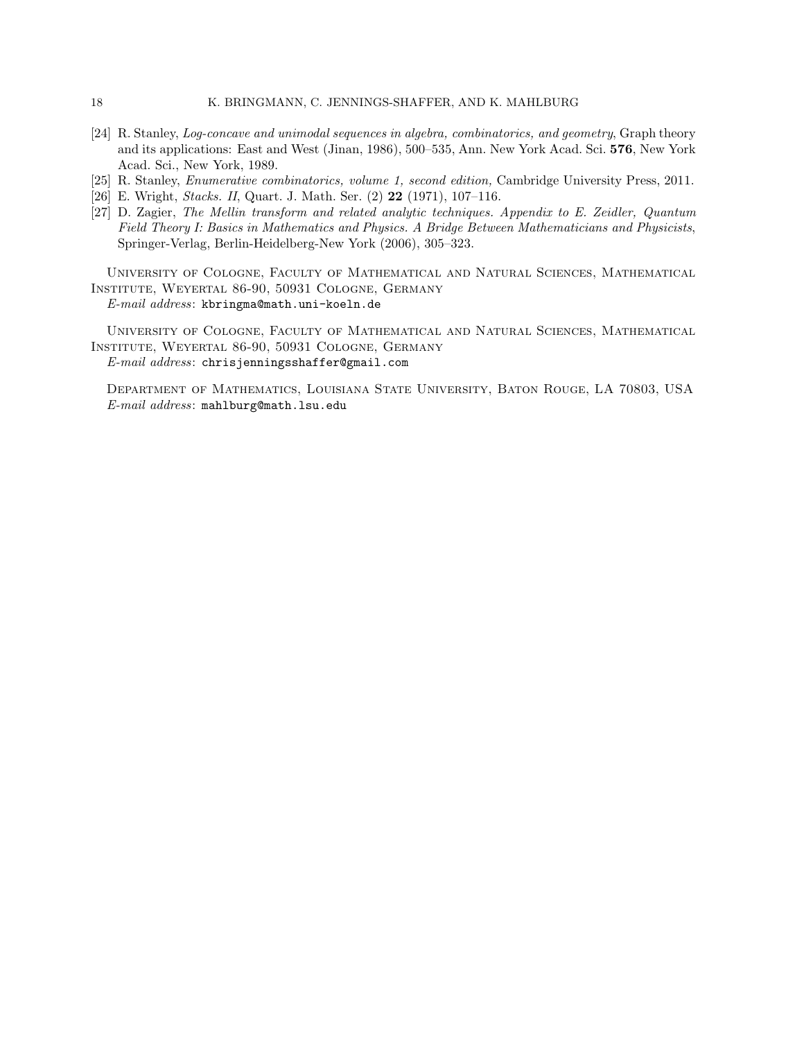[24] R. Stanley, *Log-concave and unimodal sequences in algebra, combinatorics, and geometry*, Graph theory and its applications: East and West (Jinan, 1986), 500–535, Ann. New York Acad. Sci. **576**, New York Acad. Sci., New York, 1989.

[25] R. Stanley, *Enumerative combinatorics, volume 1, second edition,* Cambridge University Press, 2011.

[26] E. Wright, *Stacks. II*, Quart. J. Math. Ser. (2) **22** (1971), 107–116.

[27] D. Zagier, *The Mellin transform and related analytic techniques. Appendix to E. Zeidler, Quantum Field Theory I: Basics in Mathematics and Physics. A Bridge Between Mathematicians and Physicists*, Springer-Verlag, Berlin-Heidelberg-New York (2006), 305–323.

University of Cologne, Faculty of Mathematical and Natural Sciences, Mathematical Institute, Weyertal 86-90, 50931 Cologne, Germany
*E-mail address*: kbringma@math.uni-koeln.de

University of Cologne, Faculty of Mathematical and Natural Sciences, Mathematical Institute, Weyertal 86-90, 50931 Cologne, Germany
*E-mail address*: chrisjenningsshaffer@gmail.com

Department of Mathematics, Louisiana State University, Baton Rouge, LA 70803, USA
*E-mail address*: mahlburg@math.lsu.edu